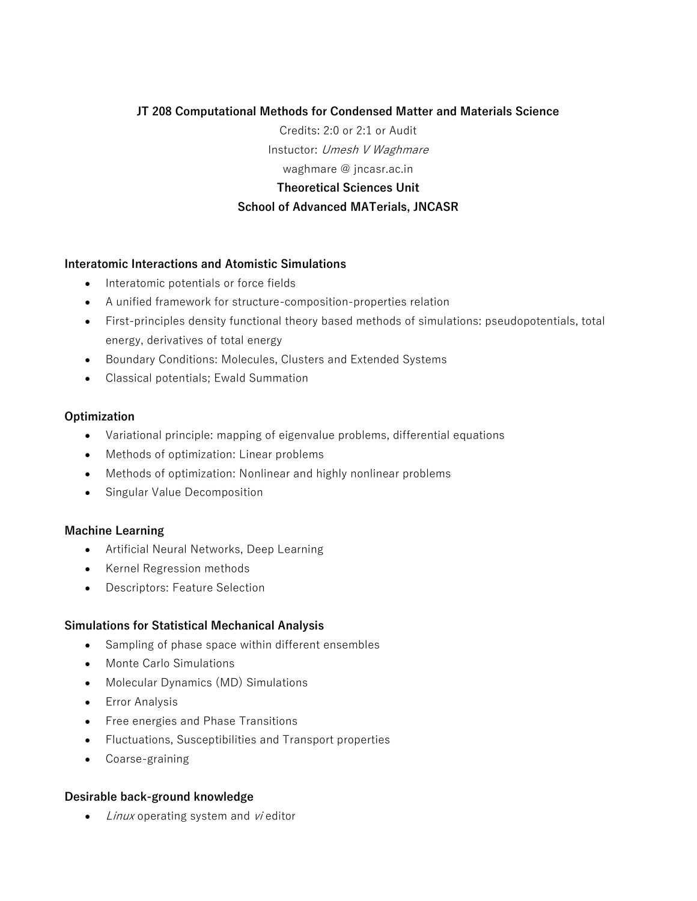**JT 208 Computational Methods for Condensed Matter and Materials Science**

Credits: 2:0 or 2:1 or Audit

Instuctor: *Umesh V Waghmare*

waghmare @ jncasr.ac.in

**Theoretical Sciences Unit**

**School of Advanced MATerials, JNCASR**

**Interatomic Interactions and Atomistic Simulations**

- Interatomic potentials or force fields
- A unified framework for structure-composition-properties relation
- First-principles density functional theory based methods of simulations: pseudopotentials, total energy, derivatives of total energy
- Boundary Conditions: Molecules, Clusters and Extended Systems
- Classical potentials; Ewald Summation

**Optimization**

- Variational principle: mapping of eigenvalue problems, differential equations
- Methods of optimization: Linear problems
- Methods of optimization: Nonlinear and highly nonlinear problems
- Singular Value Decomposition

**Machine Learning**

- Artificial Neural Networks, Deep Learning
- Kernel Regression methods
- Descriptors: Feature Selection

**Simulations for Statistical Mechanical Analysis**

- Sampling of phase space within different ensembles
- Monte Carlo Simulations
- Molecular Dynamics (MD) Simulations
- Error Analysis
- Free energies and Phase Transitions
- Fluctuations, Susceptibilities and Transport properties
- Coarse-graining

**Desirable back-ground knowledge**

- *Linux* operating system and *vi* editor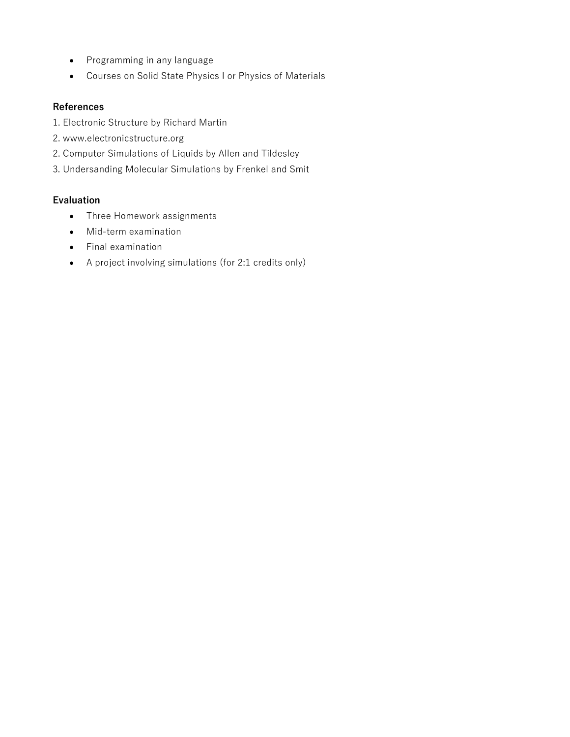- Programming in any language
- Courses on Solid State Physics I or Physics of Materials

**References**

1. Electronic Structure by Richard Martin
2. www.electronicstructure.org
2. Computer Simulations of Liquids by Allen and Tildesley
3. Undersanding Molecular Simulations by Frenkel and Smit

**Evaluation**

- Three Homework assignments
- Mid-term examination
- Final examination
- A project involving simulations (for 2:1 credits only)